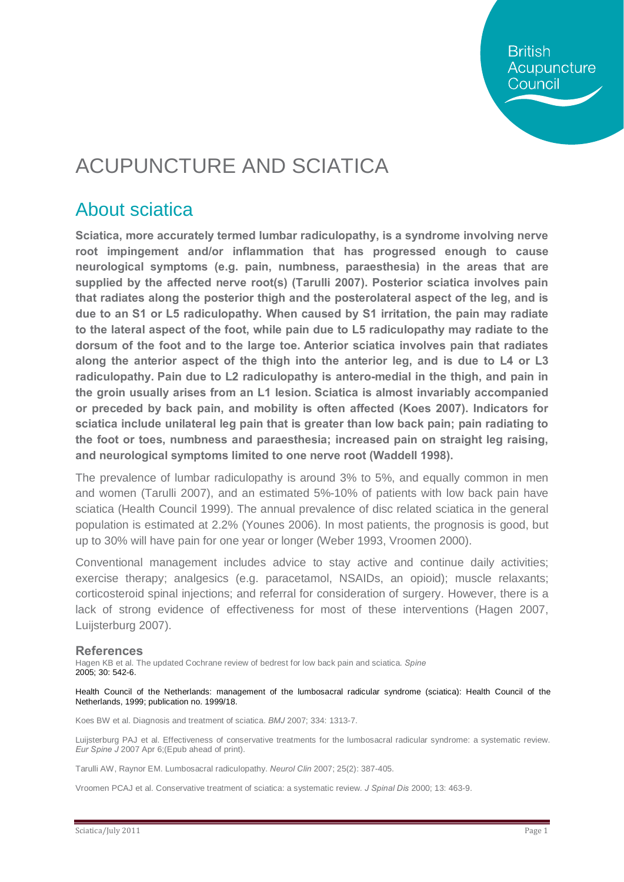# ACUPUNCTURE AND SCIATICA

## About sciatica

**Sciatica, more accurately termed lumbar radiculopathy, is a syndrome involving nerve root impingement and/or inflammation that has progressed enough to cause neurological symptoms (e.g. pain, numbness, paraesthesia) in the areas that are supplied by the affected nerve root(s) (Tarulli 2007). Posterior sciatica involves pain that radiates along the posterior thigh and the posterolateral aspect of the leg, and is due to an S1 or L5 radiculopathy. When caused by S1 irritation, the pain may radiate to the lateral aspect of the foot, while pain due to L5 radiculopathy may radiate to the dorsum of the foot and to the large toe. Anterior sciatica involves pain that radiates along the anterior aspect of the thigh into the anterior leg, and is due to L4 or L3 radiculopathy. Pain due to L2 radiculopathy is antero-medial in the thigh, and pain in the groin usually arises from an L1 lesion. Sciatica is almost invariably accompanied or preceded by back pain, and mobility is often affected (Koes 2007). Indicators for sciatica include unilateral leg pain that is greater than low back pain; pain radiating to the foot or toes, numbness and paraesthesia; increased pain on straight leg raising, and neurological symptoms limited to one nerve root (Waddell 1998).**

The prevalence of lumbar radiculopathy is around 3% to 5%, and equally common in men and women (Tarulli 2007), and an estimated 5%-10% of patients with low back pain have sciatica (Health Council 1999). The annual prevalence of disc related sciatica in the general population is estimated at 2.2% (Younes 2006). In most patients, the prognosis is good, but up to 30% will have pain for one year or longer (Weber 1993, Vroomen 2000).

Conventional management includes advice to stay active and continue daily activities; exercise therapy; analgesics (e.g. paracetamol, NSAIDs, an opioid); muscle relaxants; corticosteroid spinal injections; and referral for consideration of surgery. However, there is a lack of strong evidence of effectiveness for most of these interventions (Hagen 2007, Luijsterburg 2007).

### References

Hagen KB et al. The updated Cochrane review of bedrest for low back pain and sciatica. *Spine* 2005; 30: 542-6.

Health Council of the Netherlands: management of the lumbosacral radicular syndrome (sciatica): Health Council of the Netherlands, 1999; publication no. 1999/18.

Koes BW et al. Diagnosis and treatment of sciatica. *BMJ* 2007; 334: 1313-7.

Luijsterburg PAJ et al. Effectiveness of conservative treatments for the lumbosacral radicular syndrome: a systematic review. *Eur Spine J* 2007 Apr 6;(Epub ahead of print).

Tarulli AW, Raynor EM. Lumbosacral radiculopathy. *Neurol Clin* 2007; 25(2): 387-405.

Vroomen PCAJ et al. Conservative treatment of sciatica: a systematic review. *J Spinal Dis* 2000; 13: 463-9.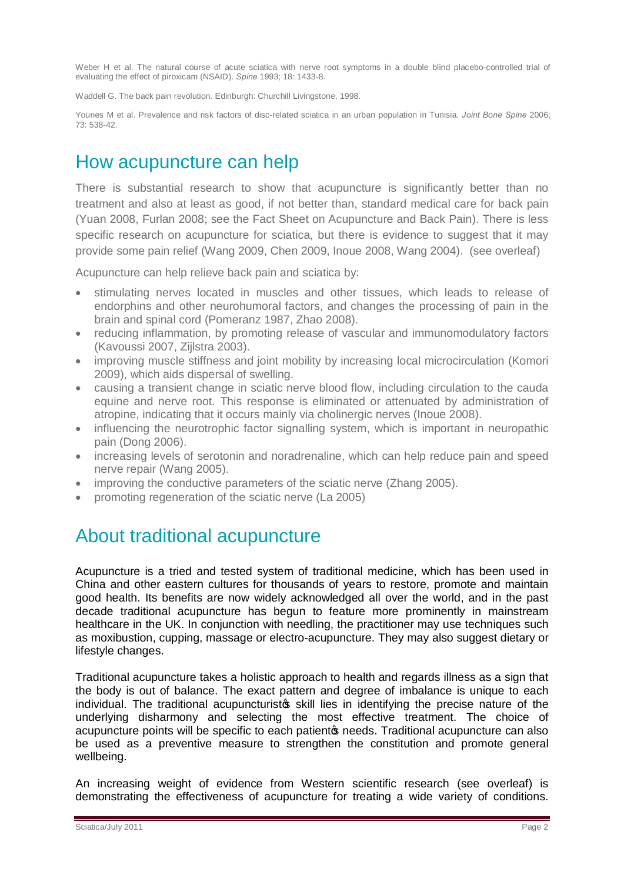Weber H et al. The natural course of acute sciatica with nerve root symptoms in a double blind placebo-controlled trial of evaluating the effect of piroxicam (NSAID). *Spine* 1993; 18: 1433-8.

Waddell G. The back pain revolution. Edinburgh: Churchill Livingstone, 1998.

Younes M et al. Prevalence and risk factors of disc-related sciatica in an urban population in Tunisia. *Joint Bone Spine* 2006; 73: 538-42.

## How acupuncture can help

There is substantial research to show that acupuncture is significantly better than no treatment and also at least as good, if not better than, standard medical care for back pain (Yuan 2008, Furlan 2008; see the Fact Sheet on Acupuncture and Back Pain). There is less specific research on acupuncture for sciatica, but there is evidence to suggest that it may provide some pain relief (Wang 2009, Chen 2009, Inoue 2008, Wang 2004). (see overleaf)

Acupuncture can help relieve back pain and sciatica by:

- stimulating nerves located in muscles and other tissues, which leads to release of endorphins and other neurohumoral factors, and changes the processing of pain in the brain and spinal cord (Pomeranz 1987, Zhao 2008).
- reducing inflammation, by promoting release of vascular and immunomodulatory factors (Kavoussi 2007, Zijlstra 2003).
- improving muscle stiffness and joint mobility by increasing local microcirculation (Komori 2009), which aids dispersal of swelling.
- causing a transient change in sciatic nerve blood flow, including circulation to the cauda equine and nerve root. This response is eliminated or attenuated by administration of atropine, indicating that it occurs mainly via cholinergic nerves (Inoue 2008).
- influencing the neurotrophic factor signalling system, which is important in neuropathic pain (Dong 2006).
- increasing levels of serotonin and noradrenaline, which can help reduce pain and speed nerve repair (Wang 2005).
- improving the conductive parameters of the sciatic nerve (Zhang 2005).
- promoting regeneration of the sciatic nerve (La 2005)

## About traditional acupuncture

Acupuncture is a tried and tested system of traditional medicine, which has been used in China and other eastern cultures for thousands of years to restore, promote and maintain good health. Its benefits are now widely acknowledged all over the world, and in the past decade traditional acupuncture has begun to feature more prominently in mainstream healthcare in the UK. In conjunction with needling, the practitioner may use techniques such as moxibustion, cupping, massage or electro-acupuncture. They may also suggest dietary or lifestyle changes.

Traditional acupuncture takes a holistic approach to health and regards illness as a sign that the body is out of balance. The exact pattern and degree of imbalance is unique to each individual. The traditional acupuncturist's skill lies in identifying the precise nature of the underlying disharmony and selecting the most effective treatment. The choice of acupuncture points will be specific to each patient's needs. Traditional acupuncture can also be used as a preventive measure to strengthen the constitution and promote general wellbeing.

An increasing weight of evidence from Western scientific research (see overleaf) is demonstrating the effectiveness of acupuncture for treating a wide variety of conditions.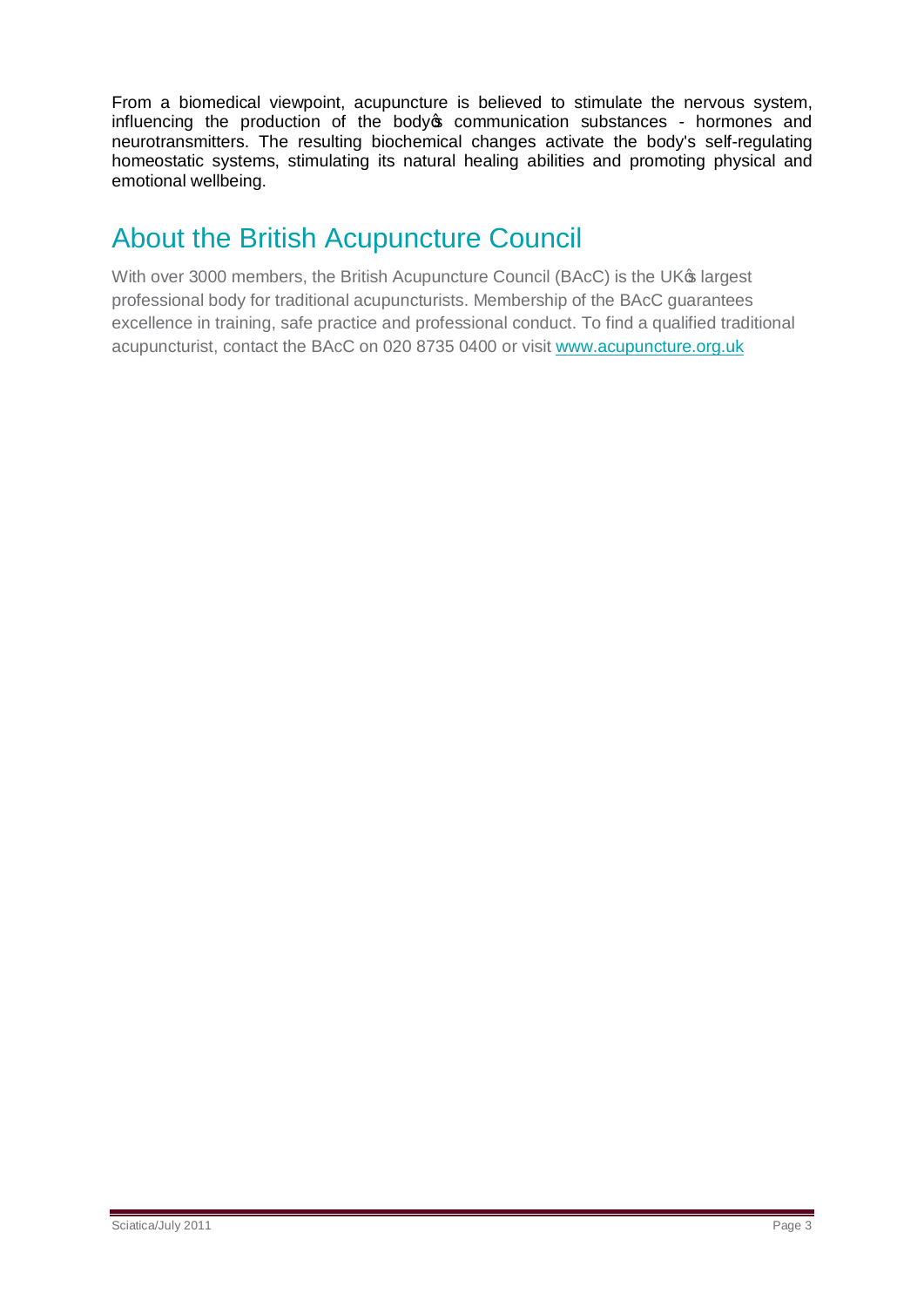From a biomedical viewpoint, acupuncture is believed to stimulate the nervous system, influencing the production of the body's communication substances - hormones and neurotransmitters. The resulting biochemical changes activate the body's self-regulating homeostatic systems, stimulating its natural healing abilities and promoting physical and emotional wellbeing.

## About the British Acupuncture Council

With over 3000 members, the British Acupuncture Council (BAcC) is the UK's largest professional body for traditional acupuncturists. Membership of the BAcC guarantees excellence in training, safe practice and professional conduct. To find a qualified traditional acupuncturist, contact the BAcC on 020 8735 0400 or visit www.acupuncture.org.uk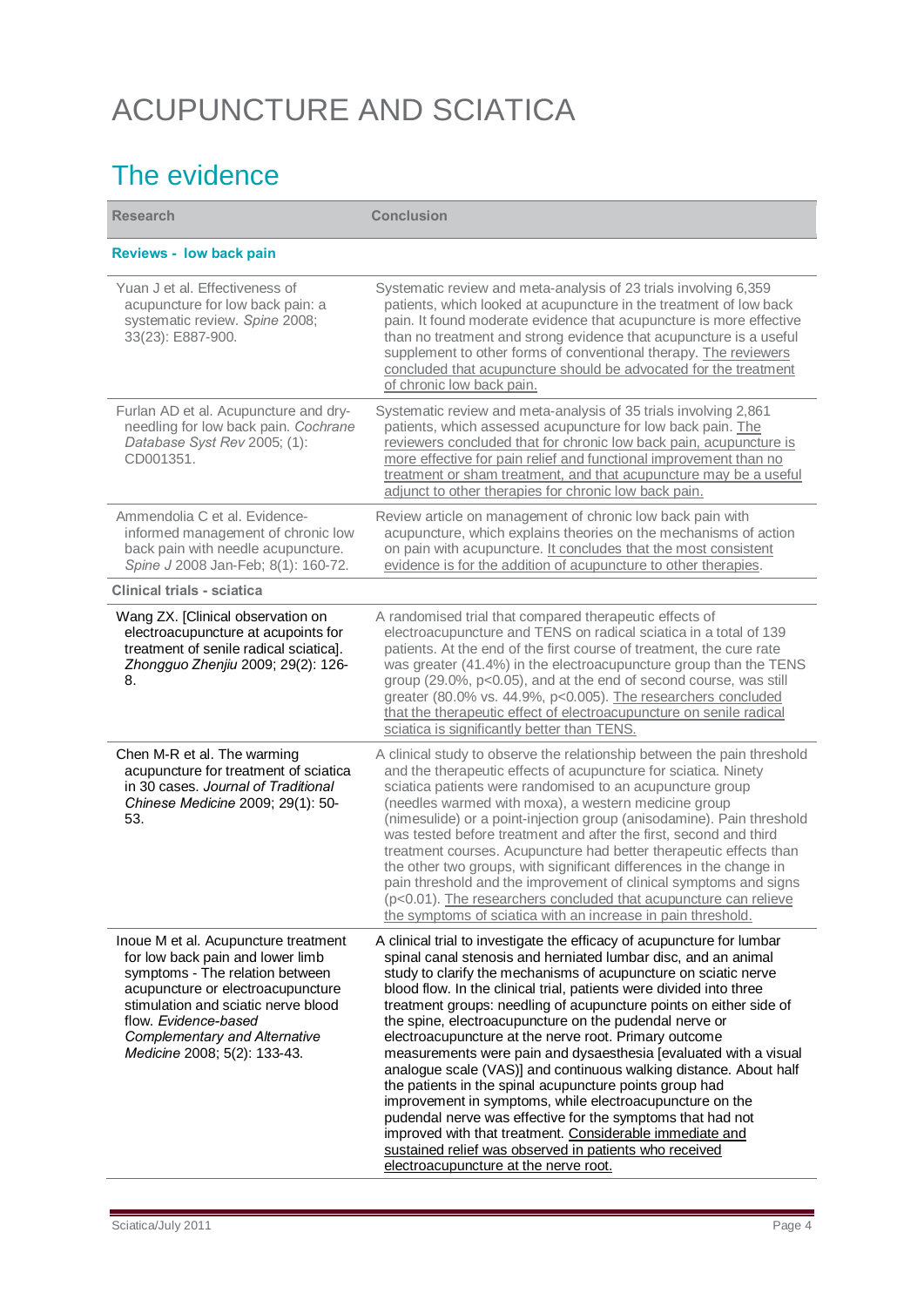# ACUPUNCTURE AND SCIATICA

## The evidence

| Research | Conclusion |
|---|---|
| **Reviews - low back pain** | |
| Yuan J et al. Effectiveness of acupuncture for low back pain: a systematic review. *Spine* 2008; 33(23): E887-900. | Systematic review and meta-analysis of 23 trials involving 6,359 patients, which looked at acupuncture in the treatment of low back pain. It found moderate evidence that acupuncture is more effective than no treatment and strong evidence that acupuncture is a useful supplement to other forms of conventional therapy. <u>The reviewers concluded that acupuncture should be advocated for the treatment of chronic low back pain.</u> |
| Furlan AD et al. Acupuncture and dry-needling for low back pain. *Cochrane Database Syst Rev* 2005; (1): CD001351. | Systematic review and meta-analysis of 35 trials involving 2,861 patients, which assessed acupuncture for low back pain. <u>The reviewers concluded that for chronic low back pain, acupuncture is more effective for pain relief and functional improvement than no treatment or sham treatment, and that acupuncture may be a useful adjunct to other therapies for chronic low back pain.</u> |
| Ammendolia C et al. Evidence-informed management of chronic low back pain with needle acupuncture. *Spine J* 2008 Jan-Feb; 8(1): 160-72. | Review article on management of chronic low back pain with acupuncture, which explains theories on the mechanisms of action on pain with acupuncture. <u>It concludes that the most consistent evidence is for the addition of acupuncture to other therapies</u>. |
| **Clinical trials - sciatica** | |
| Wang ZX. [Clinical observation on electroacupuncture at acupoints for treatment of senile radical sciatica]. *Zhongguo Zhenjiu* 2009; 29(2): 126-8. | A randomised trial that compared therapeutic effects of electroacupuncture and TENS on radical sciatica in a total of 139 patients. At the end of the first course of treatment, the cure rate was greater (41.4%) in the electroacupuncture group than the TENS group (29.0%, $p<0.05$), and at the end of second course, was still greater (80.0% vs. 44.9%, $p<0.005$). <u>The researchers concluded that the therapeutic effect of electroacupuncture on senile radical sciatica is significantly better than TENS.</u> |
| Chen M-R et al. The warming acupuncture for treatment of sciatica in 30 cases. *Journal of Traditional Chinese Medicine* 2009; 29(1): 50-53. | A clinical study to observe the relationship between the pain threshold and the therapeutic effects of acupuncture for sciatica. Ninety sciatica patients were randomised to an acupuncture group (needles warmed with moxa), a western medicine group (nimesulide) or a point-injection group (anisodamine). Pain threshold was tested before treatment and after the first, second and third treatment courses. Acupuncture had better therapeutic effects than the other two groups, with significant differences in the change in pain threshold and the improvement of clinical symptoms and signs ($p<0.01$). <u>The researchers concluded that acupuncture can relieve the symptoms of sciatica with an increase in pain threshold.</u> |
| Inoue M et al. Acupuncture treatment for low back pain and lower limb symptoms - The relation between acupuncture or electroacupuncture stimulation and sciatic nerve blood flow. *Evidence-based Complementary and Alternative Medicine* 2008; 5(2): 133-43. | A clinical trial to investigate the efficacy of acupuncture for lumbar spinal canal stenosis and herniated lumbar disc, and an animal study to clarify the mechanisms of acupuncture on sciatic nerve blood flow. In the clinical trial, patients were divided into three treatment groups: needling of acupuncture points on either side of the spine, electroacupuncture on the pudendal nerve or electroacupuncture at the nerve root. Primary outcome measurements were pain and dysaesthesia [evaluated with a visual analogue scale (VAS)] and continuous walking distance. About half the patients in the spinal acupuncture points group had improvement in symptoms, while electroacupuncture on the pudendal nerve was effective for the symptoms that had not improved with that treatment. <u>Considerable immediate and sustained relief was observed in patients who received electroacupuncture at the nerve root.</u> |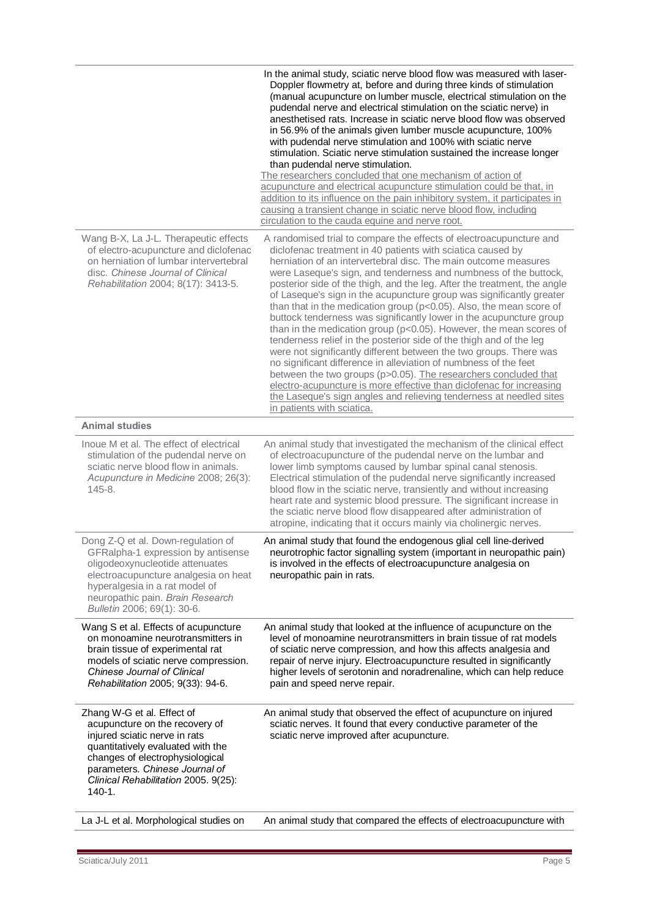| | |
|---|---|
| | In the animal study, sciatic nerve blood flow was measured with laser-Doppler flowmetry at, before and during three kinds of stimulation (manual acupuncture on lumber muscle, electrical stimulation on the pudendal nerve and electrical stimulation on the sciatic nerve) in anesthetised rats. Increase in sciatic nerve blood flow was observed in 56.9% of the animals given lumber muscle acupuncture, 100% with pudendal nerve stimulation and 100% with sciatic nerve stimulation. Sciatic nerve stimulation sustained the increase longer than pudendal nerve stimulation. The researchers concluded that one mechanism of action of acupuncture and electrical acupuncture stimulation could be that, in addition to its influence on the pain inhibitory system, it participates in causing a transient change in sciatic nerve blood flow, including circulation to the cauda equine and nerve root. |
| Wang B-X, La J-L. Therapeutic effects of electro-acupuncture and diclofenac on herniation of lumbar intervertebral disc. *Chinese Journal of Clinical Rehabilitation* 2004; 8(17): 3413-5. | A randomised trial to compare the effects of electroacupuncture and diclofenac treatment in 40 patients with sciatica caused by herniation of an intervertebral disc. The main outcome measures were Laseque's sign, and tenderness and numbness of the buttock, posterior side of the thigh, and the leg. After the treatment, the angle of Laseque's sign in the acupuncture group was significantly greater than that in the medication group ($p<0.05$). Also, the mean score of buttock tenderness was significantly lower in the acupuncture group than in the medication group ($p<0.05$). However, the mean scores of tenderness relief in the posterior side of the thigh and of the leg were not significantly different between the two groups. There was no significant difference in alleviation of numbness of the feet between the two groups ($p>0.05$). The researchers concluded that electro-acupuncture is more effective than diclofenac for increasing the Laseque's sign angles and relieving tenderness at needled sites in patients with sciatica. |
| **Animal studies** | |
| Inoue M et al. The effect of electrical stimulation of the pudendal nerve on sciatic nerve blood flow in animals. *Acupuncture in Medicine* 2008; 26(3): 145-8. | An animal study that investigated the mechanism of the clinical effect of electroacupuncture of the pudendal nerve on the lumbar and lower limb symptoms caused by lumbar spinal canal stenosis. Electrical stimulation of the pudendal nerve significantly increased blood flow in the sciatic nerve, transiently and without increasing heart rate and systemic blood pressure. The significant increase in the sciatic nerve blood flow disappeared after administration of atropine, indicating that it occurs mainly via cholinergic nerves. |
| Dong Z-Q et al. Down-regulation of GFRalpha-1 expression by antisense oligodeoxynucleotide attenuates electroacupuncture analgesia on heat hyperalgesia in a rat model of neuropathic pain. *Brain Research Bulletin* 2006; 69(1): 30-6. | An animal study that found the endogenous glial cell line-derived neurotrophic factor signalling system (important in neuropathic pain) is involved in the effects of electroacupuncture analgesia on neuropathic pain in rats. |
| Wang S et al. Effects of acupuncture on monoamine neurotransmitters in brain tissue of experimental rat models of sciatic nerve compression. *Chinese Journal of Clinical Rehabilitation* 2005; 9(33): 94-6. | An animal study that looked at the influence of acupuncture on the level of monoamine neurotransmitters in brain tissue of rat models of sciatic nerve compression, and how this affects analgesia and repair of nerve injury. Electroacupuncture resulted in significantly higher levels of serotonin and noradrenaline, which can help reduce pain and speed nerve repair. |
| Zhang W-G et al. Effect of acupuncture on the recovery of injured sciatic nerve in rats quantitatively evaluated with the changes of electrophysiological parameters. *Chinese Journal of Clinical Rehabilitation* 2005. 9(25): 140-1. | An animal study that observed the effect of acupuncture on injured sciatic nerves. It found that every conductive parameter of the sciatic nerve improved after acupuncture. |
| La J-L et al. Morphological studies on | An animal study that compared the effects of electroacupuncture with |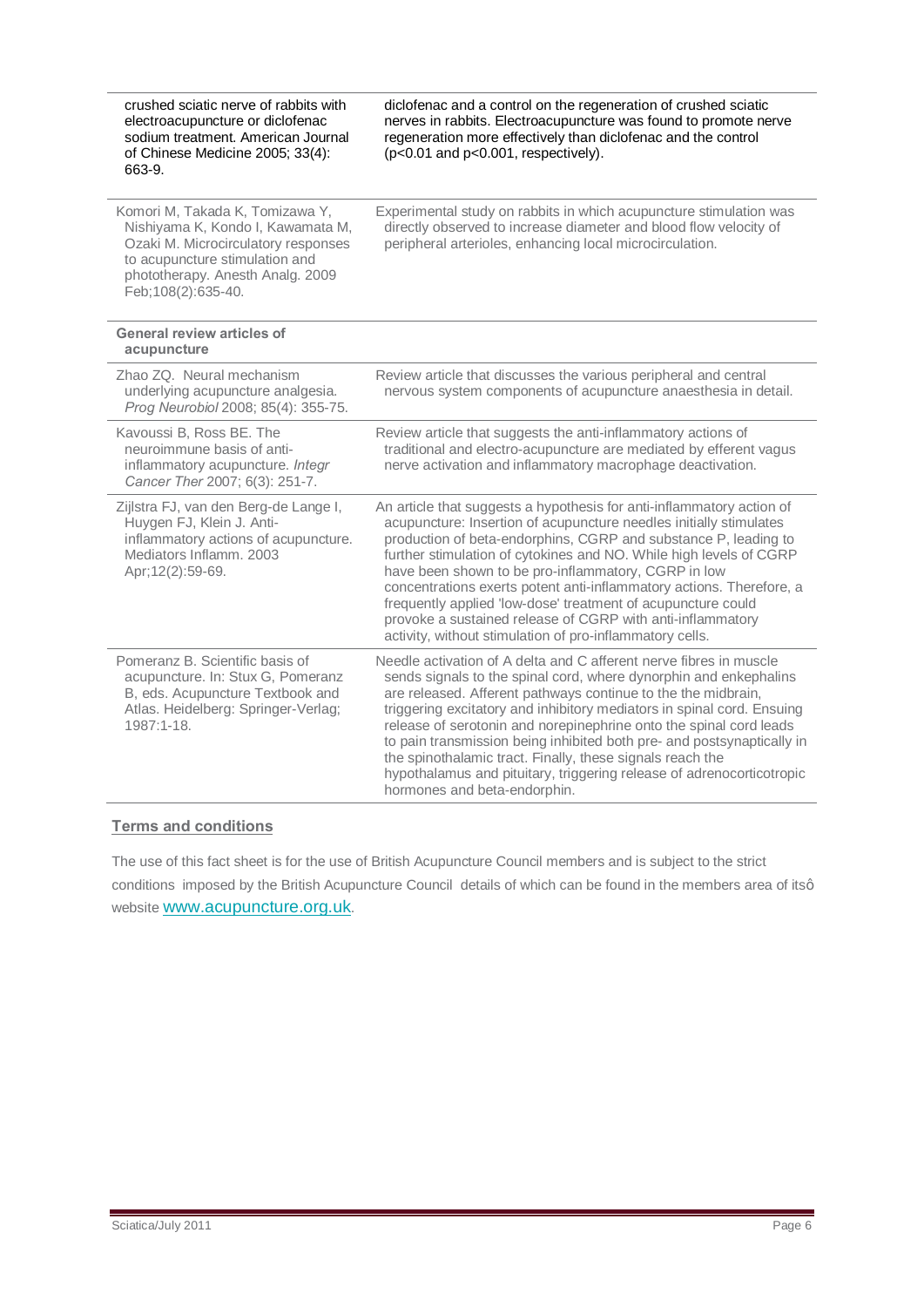| | |
|---|---|
| crushed sciatic nerve of rabbits with electroacupuncture or diclofenac sodium treatment. American Journal of Chinese Medicine 2005; 33(4): 663-9. | diclofenac and a control on the regeneration of crushed sciatic nerves in rabbits. Electroacupuncture was found to promote nerve regeneration more effectively than diclofenac and the control ($p<0.01$ and $p<0.001$, respectively). |
| Komori M, Takada K, Tomizawa Y, Nishiyama K, Kondo I, Kawamata M, Ozaki M. Microcirculatory responses to acupuncture stimulation and phototherapy. Anesth Analg. 2009 Feb;108(2):635-40. | Experimental study on rabbits in which acupuncture stimulation was directly observed to increase diameter and blood flow velocity of peripheral arterioles, enhancing local microcirculation. |
| **General review articles of acupuncture** | |
| Zhao ZQ. Neural mechanism underlying acupuncture analgesia. *Prog Neurobiol* 2008; 85(4): 355-75. | Review article that discusses the various peripheral and central nervous system components of acupuncture anaesthesia in detail. |
| Kavoussi B, Ross BE. The neuroimmune basis of anti-inflammatory acupuncture. *Integr Cancer Ther* 2007; 6(3): 251-7. | Review article that suggests the anti-inflammatory actions of traditional and electro-acupuncture are mediated by efferent vagus nerve activation and inflammatory macrophage deactivation. |
| Zijlstra FJ, van den Berg-de Lange I, Huygen FJ, Klein J. Anti-inflammatory actions of acupuncture. Mediators Inflamm. 2003 Apr;12(2):59-69. | An article that suggests a hypothesis for anti-inflammatory action of acupuncture: Insertion of acupuncture needles initially stimulates production of beta-endorphins, CGRP and substance P, leading to further stimulation of cytokines and NO. While high levels of CGRP have been shown to be pro-inflammatory, CGRP in low concentrations exerts potent anti-inflammatory actions. Therefore, a frequently applied 'low-dose' treatment of acupuncture could provoke a sustained release of CGRP with anti-inflammatory activity, without stimulation of pro-inflammatory cells. |
| Pomeranz B. Scientific basis of acupuncture. In: Stux G, Pomeranz B, eds. Acupuncture Textbook and Atlas. Heidelberg: Springer-Verlag; 1987:1-18. | Needle activation of A delta and C afferent nerve fibres in muscle sends signals to the spinal cord, where dynorphin and enkephalins are released. Afferent pathways continue to the the midbrain, triggering excitatory and inhibitory mediators in spinal cord. Ensuing release of serotonin and norepinephrine onto the spinal cord leads to pain transmission being inhibited both pre- and postsynaptically in the spinothalamic tract. Finally, these signals reach the hypothalamus and pituitary, triggering release of adrenocorticotropic hormones and beta-endorphin. |

## Terms and conditions

The use of this fact sheet is for the use of British Acupuncture Council members and is subject to the strict conditions imposed by the British Acupuncture Council details of which can be found in the members area of itsô website www.acupuncture.org.uk.